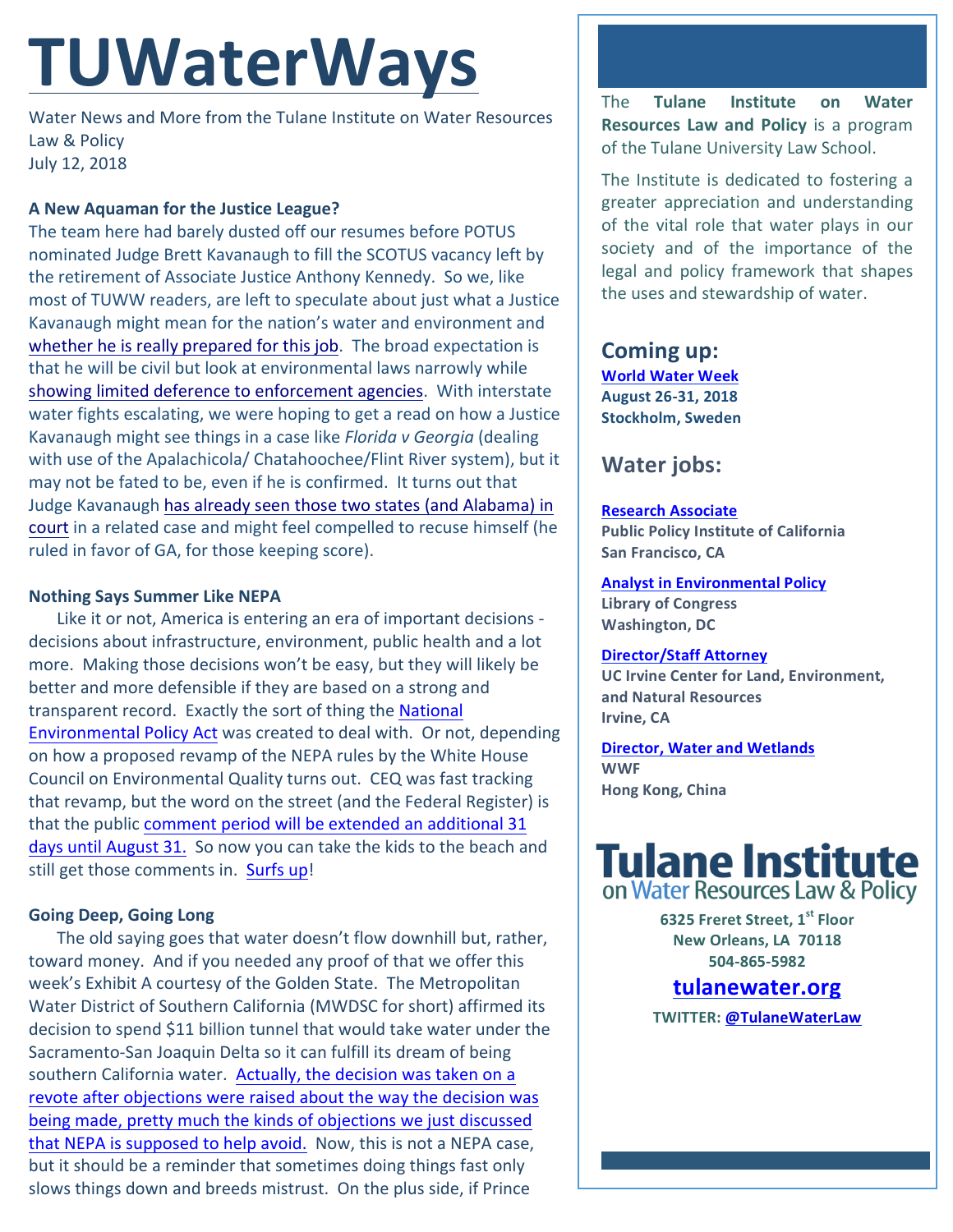# TUWaterWays

Water News and More from the Tulane Institute on Water Resources Law & Policy
July 12, 2018

**A New Aquaman for the Justice League?**

The team here had barely dusted off our resumes before POTUS nominated Judge Brett Kavanaugh to fill the SCOTUS vacancy left by the retirement of Associate Justice Anthony Kennedy. So we, like most of TUWW readers, are left to speculate about just what a Justice Kavanaugh might mean for the nation's water and environment and whether he is really prepared for this job. The broad expectation is that he will be civil but look at environmental laws narrowly while showing limited deference to enforcement agencies. With interstate water fights escalating, we were hoping to get a read on how a Justice Kavanaugh might see things in a case like *Florida v Georgia* (dealing with use of the Apalachicola/ Chatahoochee/Flint River system), but it may not be fated to be, even if he is confirmed. It turns out that Judge Kavanaugh has already seen those two states (and Alabama) in court in a related case and might feel compelled to recuse himself (he ruled in favor of GA, for those keeping score).

**Nothing Says Summer Like NEPA**

Like it or not, America is entering an era of important decisions - decisions about infrastructure, environment, public health and a lot more. Making those decisions won't be easy, but they will likely be better and more defensible if they are based on a strong and transparent record. Exactly the sort of thing the National Environmental Policy Act was created to deal with. Or not, depending on how a proposed revamp of the NEPA rules by the White House Council on Environmental Quality turns out. CEQ was fast tracking that revamp, but the word on the street (and the Federal Register) is that the public comment period will be extended an additional 31 days until August 31. So now you can take the kids to the beach and still get those comments in. Surfs up!

**Going Deep, Going Long**

The old saying goes that water doesn't flow downhill but, rather, toward money. And if you needed any proof of that we offer this week's Exhibit A courtesy of the Golden State. The Metropolitan Water District of Southern California (MWDSC for short) affirmed its decision to spend $11 billion tunnel that would take water under the Sacramento-San Joaquin Delta so it can fulfill its dream of being southern California water. Actually, the decision was taken on a revote after objections were raised about the way the decision was being made, pretty much the kinds of objections we just discussed that NEPA is supposed to help avoid. Now, this is not a NEPA case, but it should be a reminder that sometimes doing things fast only slows things down and breeds mistrust. On the plus side, if Prince

---

The **Tulane Institute on Water Resources Law and Policy** is a program of the Tulane University Law School.

The Institute is dedicated to fostering a greater appreciation and understanding of the vital role that water plays in our society and of the importance of the legal and policy framework that shapes the uses and stewardship of water.

## Coming up:

**World Water Week**
**August 26-31, 2018**
**Stockholm, Sweden**

## Water jobs:

**Research Associate**
**Public Policy Institute of California**
**San Francisco, CA**

**Analyst in Environmental Policy**
**Library of Congress**
**Washington, DC**

**Director/Staff Attorney**
**UC Irvine Center for Land, Environment, and Natural Resources**
**Irvine, CA**

**Director, Water and Wetlands**
**WWF**
**Hong Kong, China**

**Tulane Institute on Water Resources Law & Policy**

**6325 Freret Street, 1st Floor**
**New Orleans, LA 70118**
**504-865-5982**

**tulanewater.org**

**TWITTER: @TulaneWaterLaw**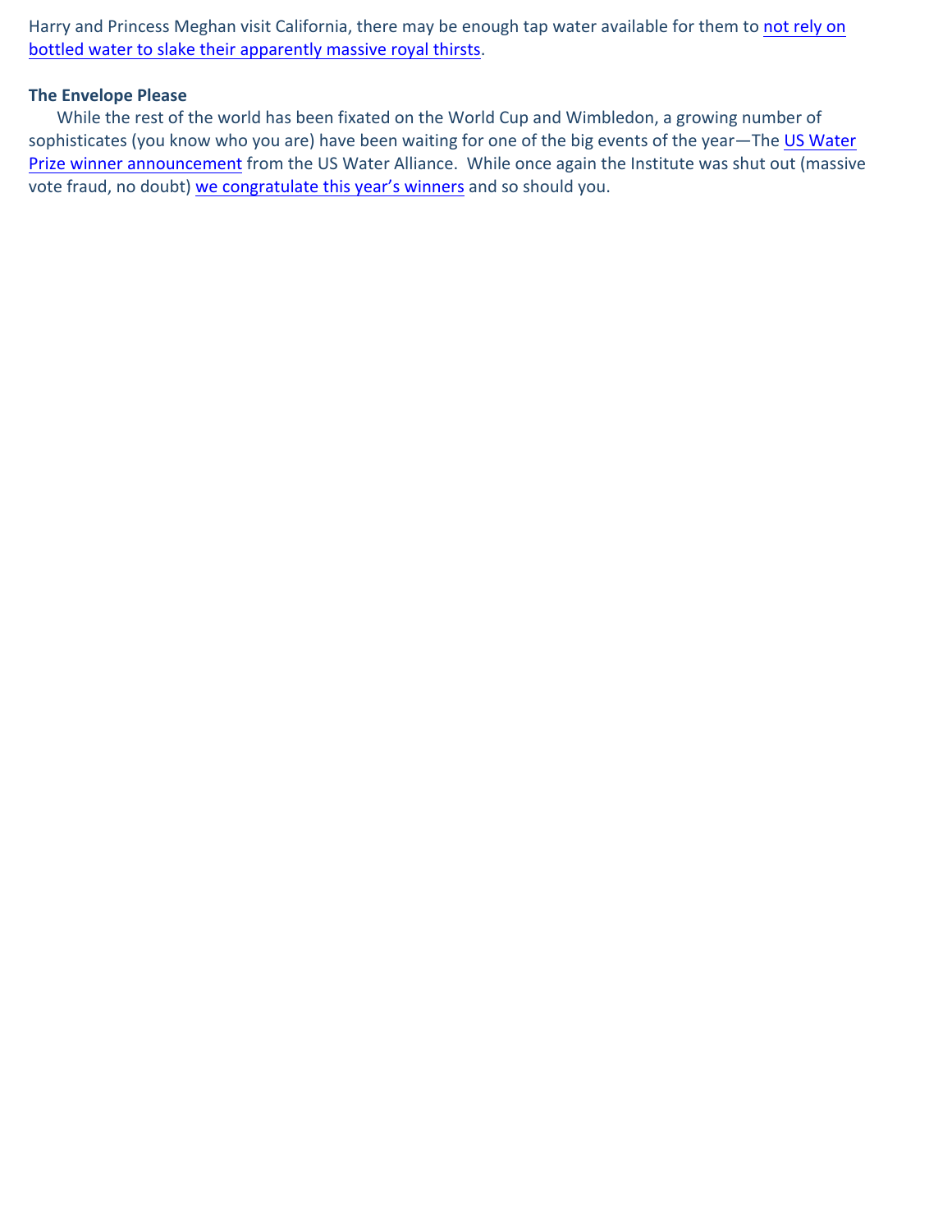Harry and Princess Meghan visit California, there may be enough tap water available for them to not rely on bottled water to slake their apparently massive royal thirsts.

**The Envelope Please**

While the rest of the world has been fixated on the World Cup and Wimbledon, a growing number of sophisticates (you know who you are) have been waiting for one of the big events of the year—The US Water Prize winner announcement from the US Water Alliance. While once again the Institute was shut out (massive vote fraud, no doubt) we congratulate this year's winners and so should you.